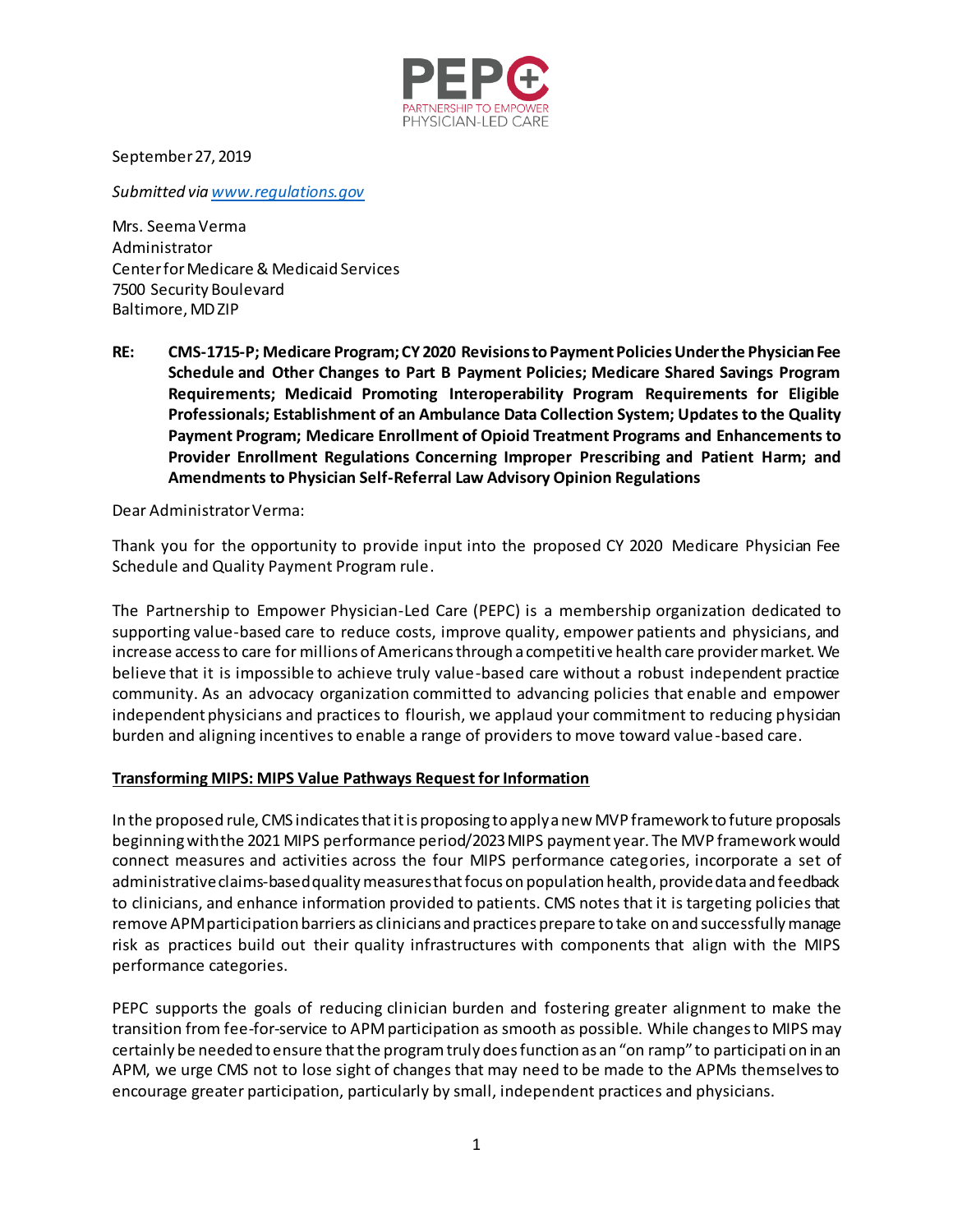PEPC
PARTNERSHIP TO EMPOWER
PHYSICIAN-LED CARE

September 27, 2019

*Submitted via [www.regulations.gov](http://www.regulations.gov)*

Mrs. Seema Verma
Administrator
Center for Medicare & Medicaid Services
7500 Security Boulevard
Baltimore, MD ZIP

**RE: CMS-1715-P; Medicare Program; CY 2020 Revisions to Payment Policies Under the Physician Fee Schedule and Other Changes to Part B Payment Policies; Medicare Shared Savings Program Requirements; Medicaid Promoting Interoperability Program Requirements for Eligible Professionals; Establishment of an Ambulance Data Collection System; Updates to the Quality Payment Program; Medicare Enrollment of Opioid Treatment Programs and Enhancements to Provider Enrollment Regulations Concerning Improper Prescribing and Patient Harm; and Amendments to Physician Self-Referral Law Advisory Opinion Regulations**

Dear Administrator Verma:

Thank you for the opportunity to provide input into the proposed CY 2020 Medicare Physician Fee Schedule and Quality Payment Program rule.

The Partnership to Empower Physician-Led Care (PEPC) is a membership organization dedicated to supporting value-based care to reduce costs, improve quality, empower patients and physicians, and increase access to care for millions of Americans through a competitive health care provider market. We believe that it is impossible to achieve truly value-based care without a robust independent practice community. As an advocacy organization committed to advancing policies that enable and empower independent physicians and practices to flourish, we applaud your commitment to reducing physician burden and aligning incentives to enable a range of providers to move toward value-based care.

## Transforming MIPS: MIPS Value Pathways Request for Information

In the proposed rule, CMS indicates that it is proposing to apply a new MVP framework to future proposals beginning with the 2021 MIPS performance period/2023 MIPS payment year. The MVP framework would connect measures and activities across the four MIPS performance categories, incorporate a set of administrative claims-based quality measures that focus on population health, provide data and feedback to clinicians, and enhance information provided to patients. CMS notes that it is targeting policies that remove APM participation barriers as clinicians and practices prepare to take on and successfully manage risk as practices build out their quality infrastructures with components that align with the MIPS performance categories.

PEPC supports the goals of reducing clinician burden and fostering greater alignment to make the transition from fee-for-service to APM participation as smooth as possible. While changes to MIPS may certainly be needed to ensure that the program truly does function as an "on ramp" to participation in an APM, we urge CMS not to lose sight of changes that may need to be made to the APMs themselves to encourage greater participation, particularly by small, independent practices and physicians.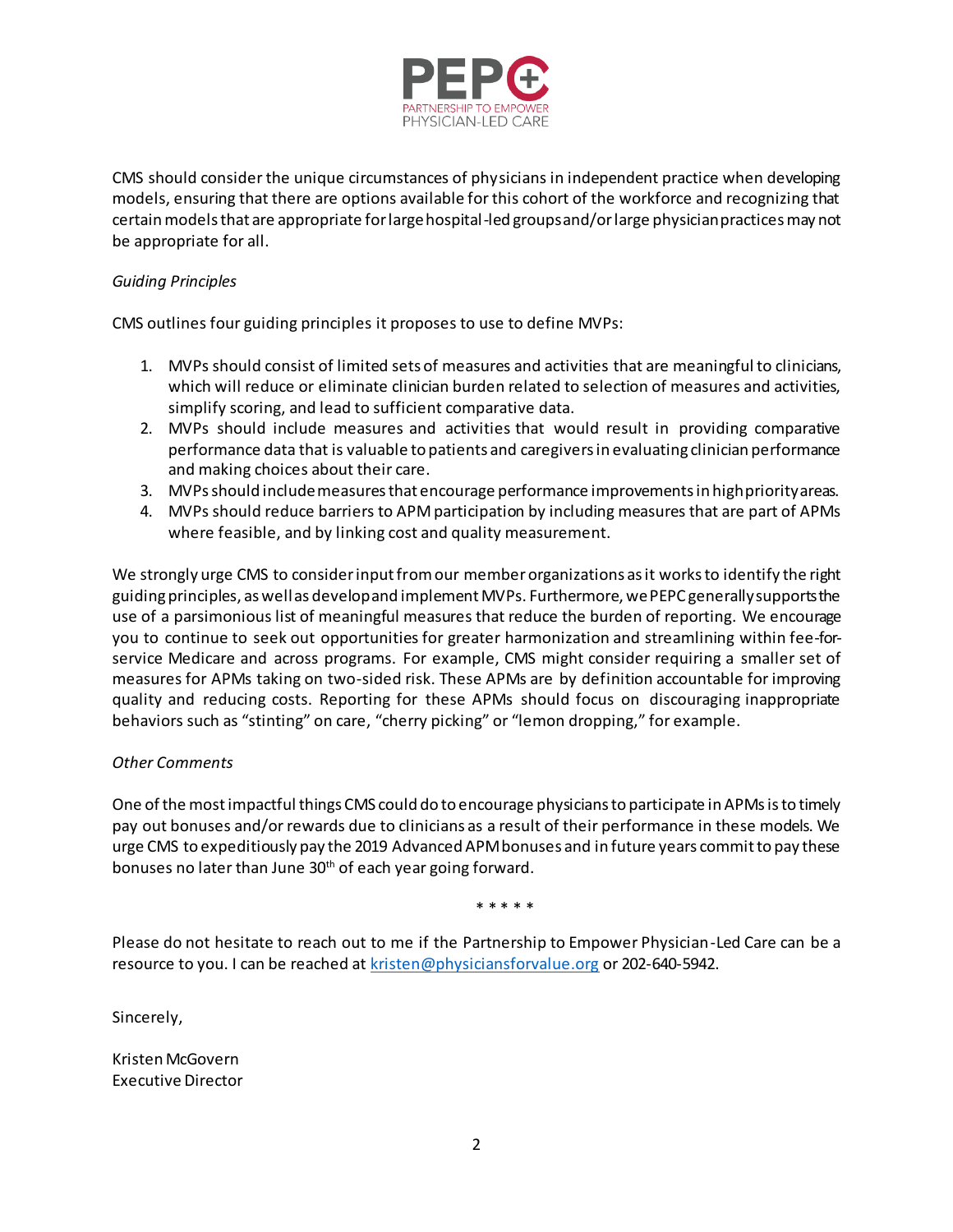CMS should consider the unique circumstances of physicians in independent practice when developing models, ensuring that there are options available for this cohort of the workforce and recognizing that certain models that are appropriate for large hospital-led groups and/or large physician practices may not be appropriate for all.

*Guiding Principles*

CMS outlines four guiding principles it proposes to use to define MVPs:

1. MVPs should consist of limited sets of measures and activities that are meaningful to clinicians, which will reduce or eliminate clinician burden related to selection of measures and activities, simplify scoring, and lead to sufficient comparative data.
2. MVPs should include measures and activities that would result in providing comparative performance data that is valuable to patients and caregivers in evaluating clinician performance and making choices about their care.
3. MVPs should include measures that encourage performance improvements in high priority areas.
4. MVPs should reduce barriers to APM participation by including measures that are part of APMs where feasible, and by linking cost and quality measurement.

We strongly urge CMS to consider input from our member organizations as it works to identify the right guiding principles, as well as develop and implement MVPs. Furthermore, we PEPC generally supports the use of a parsimonious list of meaningful measures that reduce the burden of reporting. We encourage you to continue to seek out opportunities for greater harmonization and streamlining within fee-for-service Medicare and across programs. For example, CMS might consider requiring a smaller set of measures for APMs taking on two-sided risk. These APMs are by definition accountable for improving quality and reducing costs. Reporting for these APMs should focus on discouraging inappropriate behaviors such as "stinting" on care, "cherry picking" or "lemon dropping," for example.

*Other Comments*

One of the most impactful things CMS could do to encourage physicians to participate in APMs is to timely pay out bonuses and/or rewards due to clinicians as a result of their performance in these models. We urge CMS to expeditiously pay the 2019 Advanced APM bonuses and in future years commit to pay these bonuses no later than June 30th of each year going forward.

\* \* \* \* \*

Please do not hesitate to reach out to me if the Partnership to Empower Physician-Led Care can be a resource to you. I can be reached at kristen@physiciansforvalue.org or 202-640-5942.

Sincerely,

Kristen McGovern
Executive Director